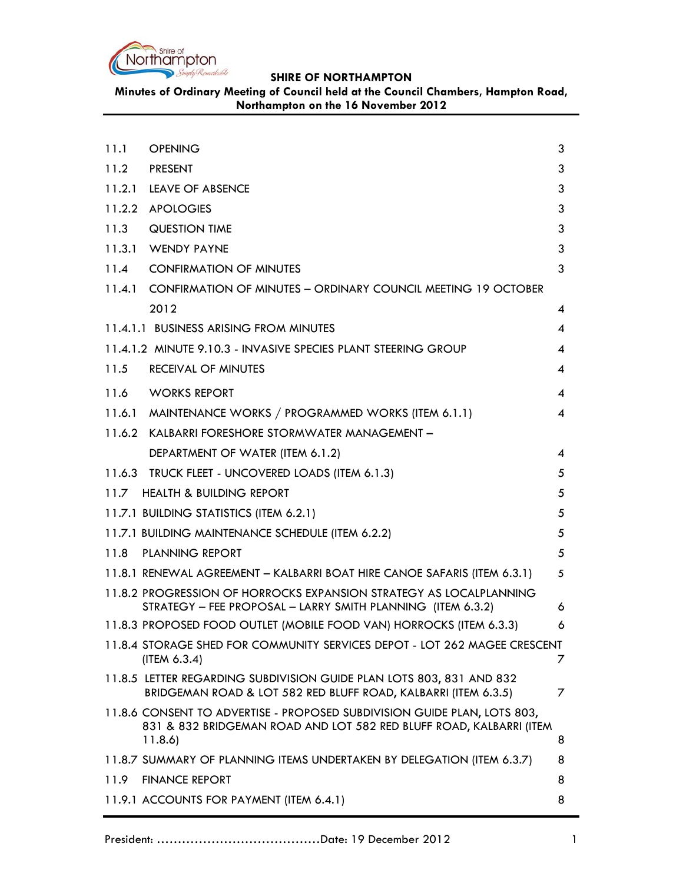**SHIRE OF NORTHAMPTON**

**Minutes of Ordinary Meeting of Council held at the Council Chambers, Hampton Road, Northampton on the 16 November 2012**

| | | |
|---|---|---|
| 11.1 | OPENING | 3 |
| 11.2 | PRESENT | 3 |
| 11.2.1 | LEAVE OF ABSENCE | 3 |
| 11.2.2 | APOLOGIES | 3 |
| 11.3 | QUESTION TIME | 3 |
| 11.3.1 | WENDY PAYNE | 3 |
| 11.4 | CONFIRMATION OF MINUTES | 3 |
| 11.4.1 | CONFIRMATION OF MINUTES – ORDINARY COUNCIL MEETING 19 OCTOBER 2012 | 4 |
| 11.4.1.1 | BUSINESS ARISING FROM MINUTES | 4 |
| 11.4.1.2 | MINUTE 9.10.3 - INVASIVE SPECIES PLANT STEERING GROUP | 4 |
| 11.5 | RECEIVAL OF MINUTES | 4 |
| 11.6 | WORKS REPORT | 4 |
| 11.6.1 | MAINTENANCE WORKS / PROGRAMMED WORKS (ITEM 6.1.1) | 4 |
| 11.6.2 | KALBARRI FORESHORE STORMWATER MANAGEMENT – DEPARTMENT OF WATER (ITEM 6.1.2) | 4 |
| 11.6.3 | TRUCK FLEET - UNCOVERED LOADS (ITEM 6.1.3) | 5 |
| 11.7 | HEALTH & BUILDING REPORT | 5 |
| 11.7.1 | BUILDING STATISTICS (ITEM 6.2.1) | 5 |
| 11.7.1 | BUILDING MAINTENANCE SCHEDULE (ITEM 6.2.2) | 5 |
| 11.8 | PLANNING REPORT | 5 |
| 11.8.1 | RENEWAL AGREEMENT – KALBARRI BOAT HIRE CANOE SAFARIS (ITEM 6.3.1) | 5 |
| 11.8.2 | PROGRESSION OF HORROCKS EXPANSION STRATEGY AS LOCALPLANNING STRATEGY – FEE PROPOSAL – LARRY SMITH PLANNING (ITEM 6.3.2) | 6 |
| 11.8.3 | PROPOSED FOOD OUTLET (MOBILE FOOD VAN) HORROCKS (ITEM 6.3.3) | 6 |
| 11.8.4 | STORAGE SHED FOR COMMUNITY SERVICES DEPOT - LOT 262 MAGEE CRESCENT (ITEM 6.3.4) | 7 |
| 11.8.5 | LETTER REGARDING SUBDIVISION GUIDE PLAN LOTS 803, 831 AND 832 BRIDGEMAN ROAD & LOT 582 RED BLUFF ROAD, KALBARRI (ITEM 6.3.5) | 7 |
| 11.8.6 | CONSENT TO ADVERTISE - PROPOSED SUBDIVISION GUIDE PLAN, LOTS 803, 831 & 832 BRIDGEMAN ROAD AND LOT 582 RED BLUFF ROAD, KALBARRI (ITEM 11.8.6) | 8 |
| 11.8.7 | SUMMARY OF PLANNING ITEMS UNDERTAKEN BY DELEGATION (ITEM 6.3.7) | 8 |
| 11.9 | FINANCE REPORT | 8 |
| 11.9.1 | ACCOUNTS FOR PAYMENT (ITEM 6.4.1) | 8 |

President: ………………………………… Date: 19 December 2012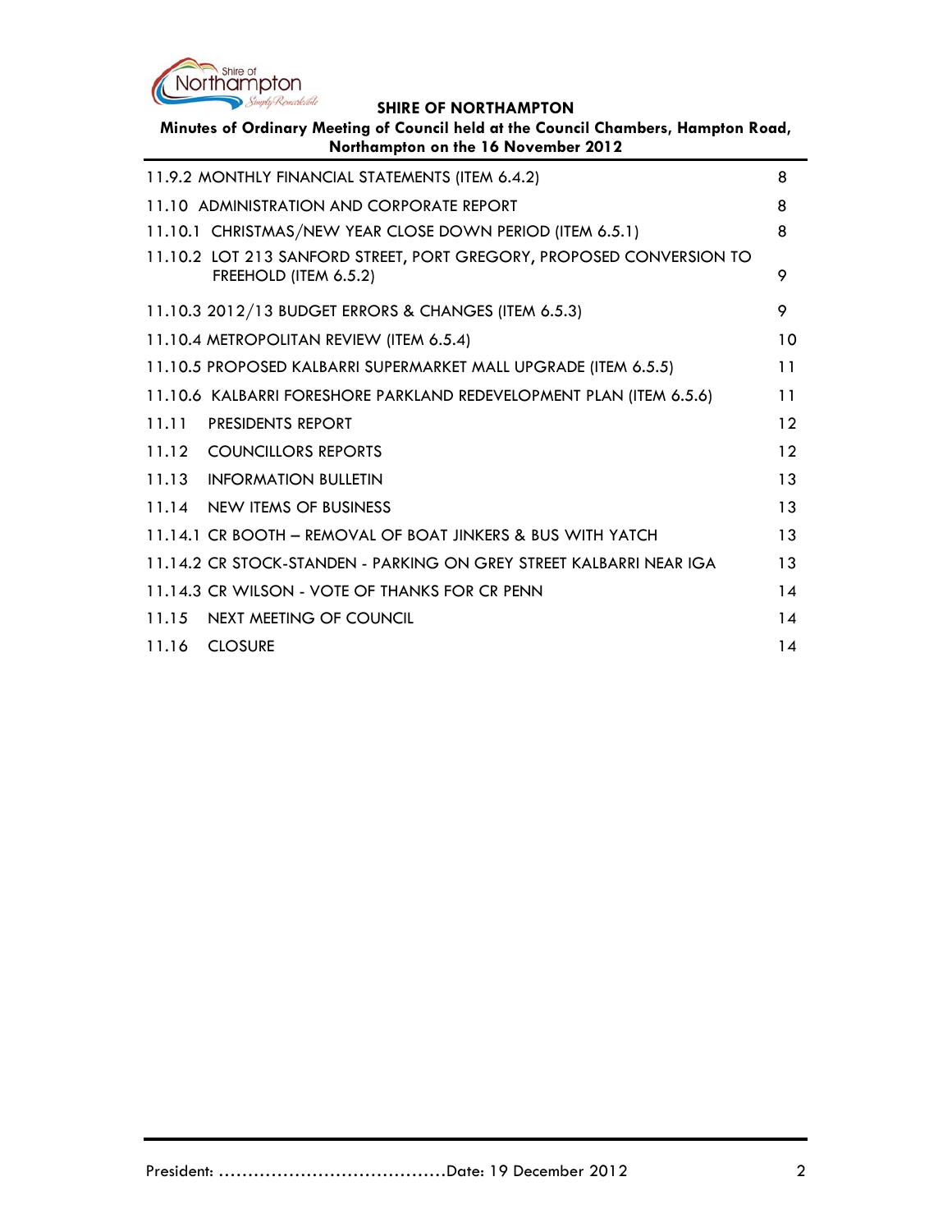| | |
|---|---|
| 11.9.2 MONTHLY FINANCIAL STATEMENTS (ITEM 6.4.2) | 8 |
| 11.10 ADMINISTRATION AND CORPORATE REPORT | 8 |
| 11.10.1 CHRISTMAS/NEW YEAR CLOSE DOWN PERIOD (ITEM 6.5.1) | 8 |
| 11.10.2 LOT 213 SANFORD STREET, PORT GREGORY, PROPOSED CONVERSION TO FREEHOLD (ITEM 6.5.2) | 9 |
| 11.10.3 2012/13 BUDGET ERRORS & CHANGES (ITEM 6.5.3) | 9 |
| 11.10.4 METROPOLITAN REVIEW (ITEM 6.5.4) | 10 |
| 11.10.5 PROPOSED KALBARRI SUPERMARKET MALL UPGRADE (ITEM 6.5.5) | 11 |
| 11.10.6 KALBARRI FORESHORE PARKLAND REDEVELOPMENT PLAN (ITEM 6.5.6) | 11 |
| 11.11 PRESIDENTS REPORT | 12 |
| 11.12 COUNCILLORS REPORTS | 12 |
| 11.13 INFORMATION BULLETIN | 13 |
| 11.14 NEW ITEMS OF BUSINESS | 13 |
| 11.14.1 CR BOOTH – REMOVAL OF BOAT JINKERS & BUS WITH YATCH | 13 |
| 11.14.2 CR STOCK-STANDEN - PARKING ON GREY STREET KALBARRI NEAR IGA | 13 |
| 11.14.3 CR WILSON - VOTE OF THANKS FOR CR PENN | 14 |
| 11.15 NEXT MEETING OF COUNCIL | 14 |
| 11.16 CLOSURE | 14 |

President: ……………………………………Date: 19 December 2012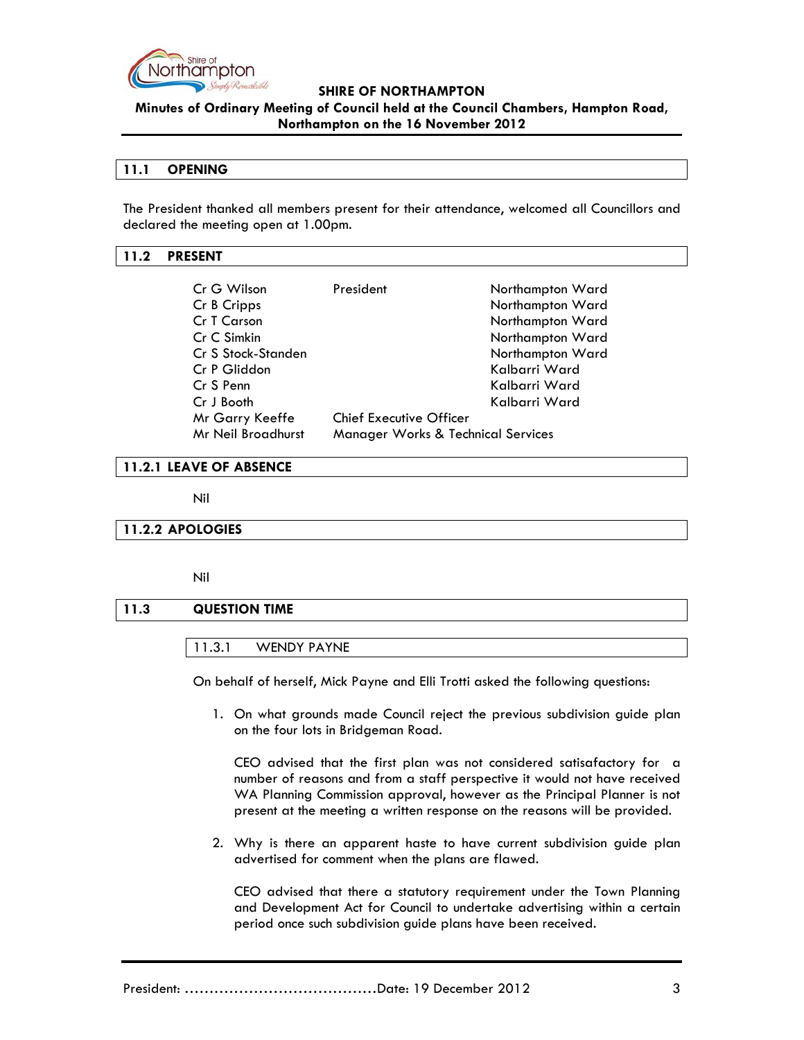## 11.1 OPENING

The President thanked all members present for their attendance, welcomed all Councillors and declared the meeting open at 1.00pm.

## 11.2 PRESENT

| | | |
|---|---|---|
| Cr G Wilson | President | Northampton Ward |
| Cr B Cripps | | Northampton Ward |
| Cr T Carson | | Northampton Ward |
| Cr C Simkin | | Northampton Ward |
| Cr S Stock-Standen | | Northampton Ward |
| Cr P Gliddon | | Kalbarri Ward |
| Cr S Penn | | Kalbarri Ward |
| Cr J Booth | | Kalbarri Ward |
| Mr Garry Keeffe | Chief Executive Officer | |
| Mr Neil Broadhurst | Manager Works & Technical Services | |

## 11.2.1 LEAVE OF ABSENCE

Nil

## 11.2.2 APOLOGIES

Nil

## 11.3 QUESTION TIME

### 11.3.1 WENDY PAYNE

On behalf of herself, Mick Payne and Elli Trotti asked the following questions:

1. On what grounds made Council reject the previous subdivision guide plan on the four lots in Bridgeman Road.

   CEO advised that the first plan was not considered satisafactory for a number of reasons and from a staff perspective it would not have received WA Planning Commission approval, however as the Principal Planner is not present at the meeting a written response on the reasons will be provided.

2. Why is there an apparent haste to have current subdivision guide plan advertised for comment when the plans are flawed.

   CEO advised that there a statutory requirement under the Town Planning and Development Act for Council to undertake advertising within a certain period once such subdivision guide plans have been received.

President: ……………………………………Date: 19 December 2012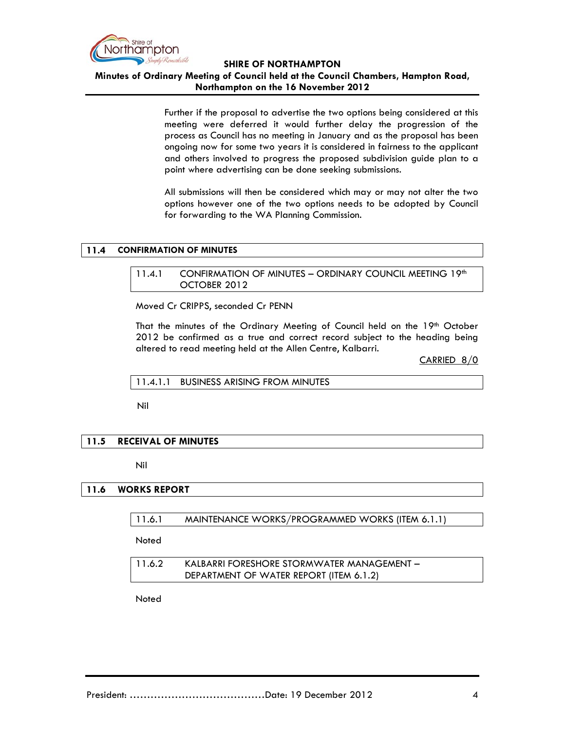Further if the proposal to advertise the two options being considered at this meeting were deferred it would further delay the progression of the process as Council has no meeting in January and as the proposal has been ongoing now for some two years it is considered in fairness to the applicant and others involved to progress the proposed subdivision guide plan to a point where advertising can be done seeking submissions.

All submissions will then be considered which may or may not alter the two options however one of the two options needs to be adopted by Council for forwarding to the WA Planning Commission.

## 11.4 CONFIRMATION OF MINUTES

### 11.4.1 CONFIRMATION OF MINUTES – ORDINARY COUNCIL MEETING 19th OCTOBER 2012

Moved Cr CRIPPS, seconded Cr PENN

That the minutes of the Ordinary Meeting of Council held on the 19th October 2012 be confirmed as a true and correct record subject to the heading being altered to read meeting held at the Allen Centre, Kalbarri.

CARRIED 8/0

#### 11.4.1.1 BUSINESS ARISING FROM MINUTES

Nil

## 11.5 RECEIVAL OF MINUTES

Nil

## 11.6 WORKS REPORT

### 11.6.1 MAINTENANCE WORKS/PROGRAMMED WORKS (ITEM 6.1.1)

Noted

### 11.6.2 KALBARRI FORESHORE STORMWATER MANAGEMENT – DEPARTMENT OF WATER REPORT (ITEM 6.1.2)

Noted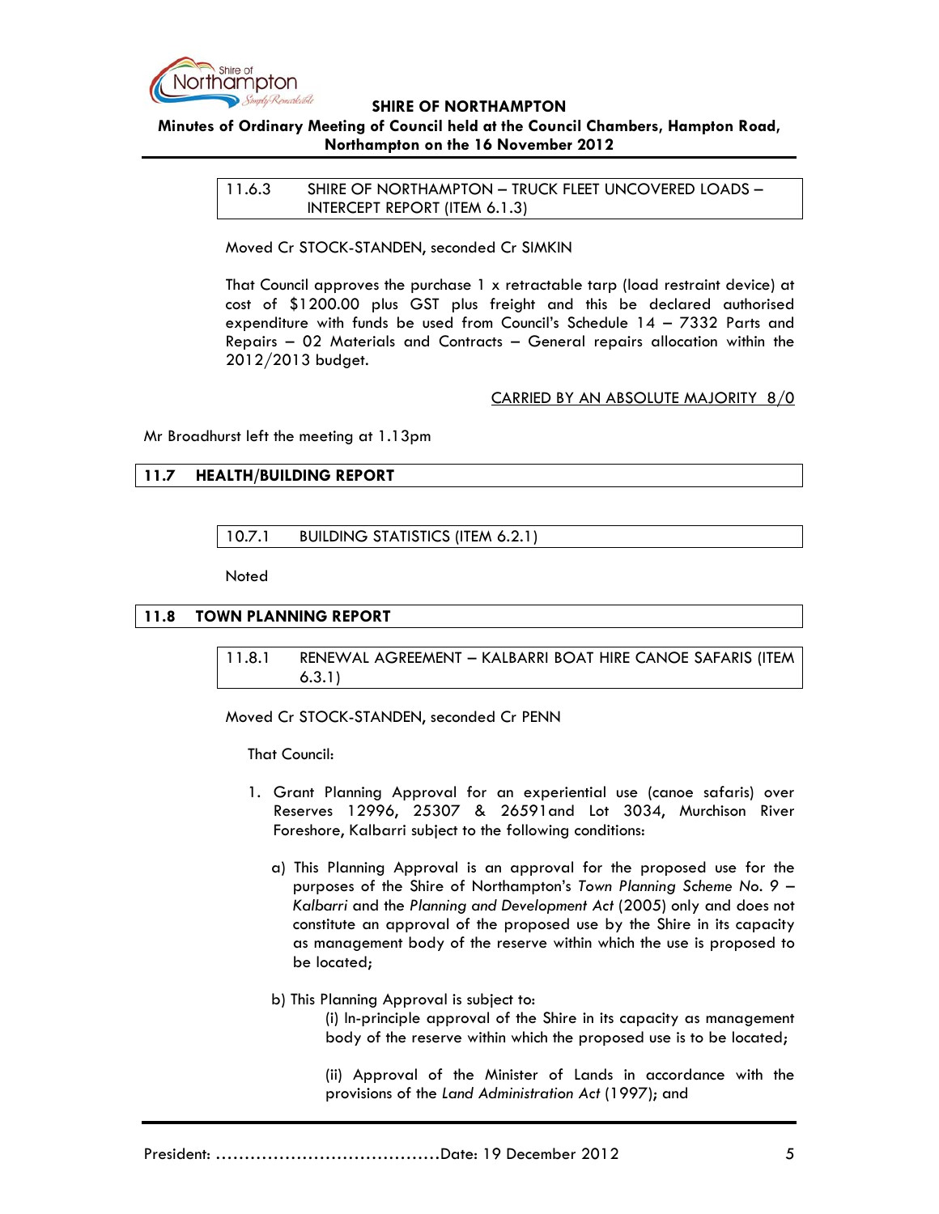### 11.6.3 SHIRE OF NORTHAMPTON – TRUCK FLEET UNCOVERED LOADS – INTERCEPT REPORT (ITEM 6.1.3)

Moved Cr STOCK-STANDEN, seconded Cr SIMKIN

That Council approves the purchase 1 x retractable tarp (load restraint device) at cost of $1200.00 plus GST plus freight and this be declared authorised expenditure with funds be used from Council's Schedule 14 – 7332 Parts and Repairs – 02 Materials and Contracts – General repairs allocation within the 2012/2013 budget.

CARRIED BY AN ABSOLUTE MAJORITY 8/0

Mr Broadhurst left the meeting at 1.13pm

## 11.7 HEALTH/BUILDING REPORT

### 10.7.1 BUILDING STATISTICS (ITEM 6.2.1)

Noted

## 11.8 TOWN PLANNING REPORT

### 11.8.1 RENEWAL AGREEMENT – KALBARRI BOAT HIRE CANOE SAFARIS (ITEM 6.3.1)

Moved Cr STOCK-STANDEN, seconded Cr PENN

That Council:

1. Grant Planning Approval for an experiential use (canoe safaris) over Reserves 12996, 25307 & 26591and Lot 3034, Murchison River Foreshore, Kalbarri subject to the following conditions:

   a) This Planning Approval is an approval for the proposed use for the purposes of the Shire of Northampton's *Town Planning Scheme No. 9 – Kalbarri* and the *Planning and Development Act* (2005) only and does not constitute an approval of the proposed use by the Shire in its capacity as management body of the reserve within which the use is proposed to be located;

   b) This Planning Approval is subject to:

      (i) In-principle approval of the Shire in its capacity as management body of the reserve within which the proposed use is to be located;

      (ii) Approval of the Minister of Lands in accordance with the provisions of the *Land Administration Act* (1997); and

President: ........................................Date: 19 December 2012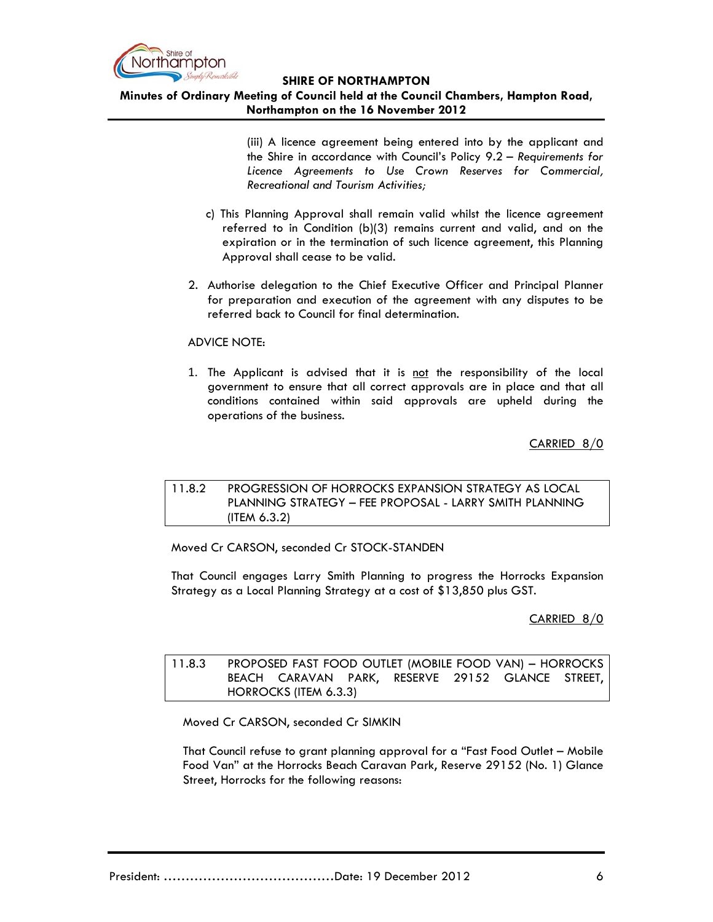(iii) A licence agreement being entered into by the applicant and the Shire in accordance with Council's Policy 9.2 – *Requirements for Licence Agreements to Use Crown Reserves for Commercial, Recreational and Tourism Activities;*

c) This Planning Approval shall remain valid whilst the licence agreement referred to in Condition (b)(3) remains current and valid, and on the expiration or in the termination of such licence agreement, this Planning Approval shall cease to be valid.

2. Authorise delegation to the Chief Executive Officer and Principal Planner for preparation and execution of the agreement with any disputes to be referred back to Council for final determination.

ADVICE NOTE:

1. The Applicant is advised that it is <u>not</u> the responsibility of the local government to ensure that all correct approvals are in place and that all conditions contained within said approvals are upheld during the operations of the business.

<u>CARRIED 8/0</u>

## 11.8.2 PROGRESSION OF HORROCKS EXPANSION STRATEGY AS LOCAL PLANNING STRATEGY – FEE PROPOSAL - LARRY SMITH PLANNING (ITEM 6.3.2)

Moved Cr CARSON, seconded Cr STOCK-STANDEN

That Council engages Larry Smith Planning to progress the Horrocks Expansion Strategy as a Local Planning Strategy at a cost of $13,850 plus GST.

<u>CARRIED 8/0</u>

## 11.8.3 PROPOSED FAST FOOD OUTLET (MOBILE FOOD VAN) – HORROCKS BEACH CARAVAN PARK, RESERVE 29152 GLANCE STREET, HORROCKS (ITEM 6.3.3)

Moved Cr CARSON, seconded Cr SIMKIN

That Council refuse to grant planning approval for a "Fast Food Outlet – Mobile Food Van" at the Horrocks Beach Caravan Park, Reserve 29152 (No. 1) Glance Street, Horrocks for the following reasons: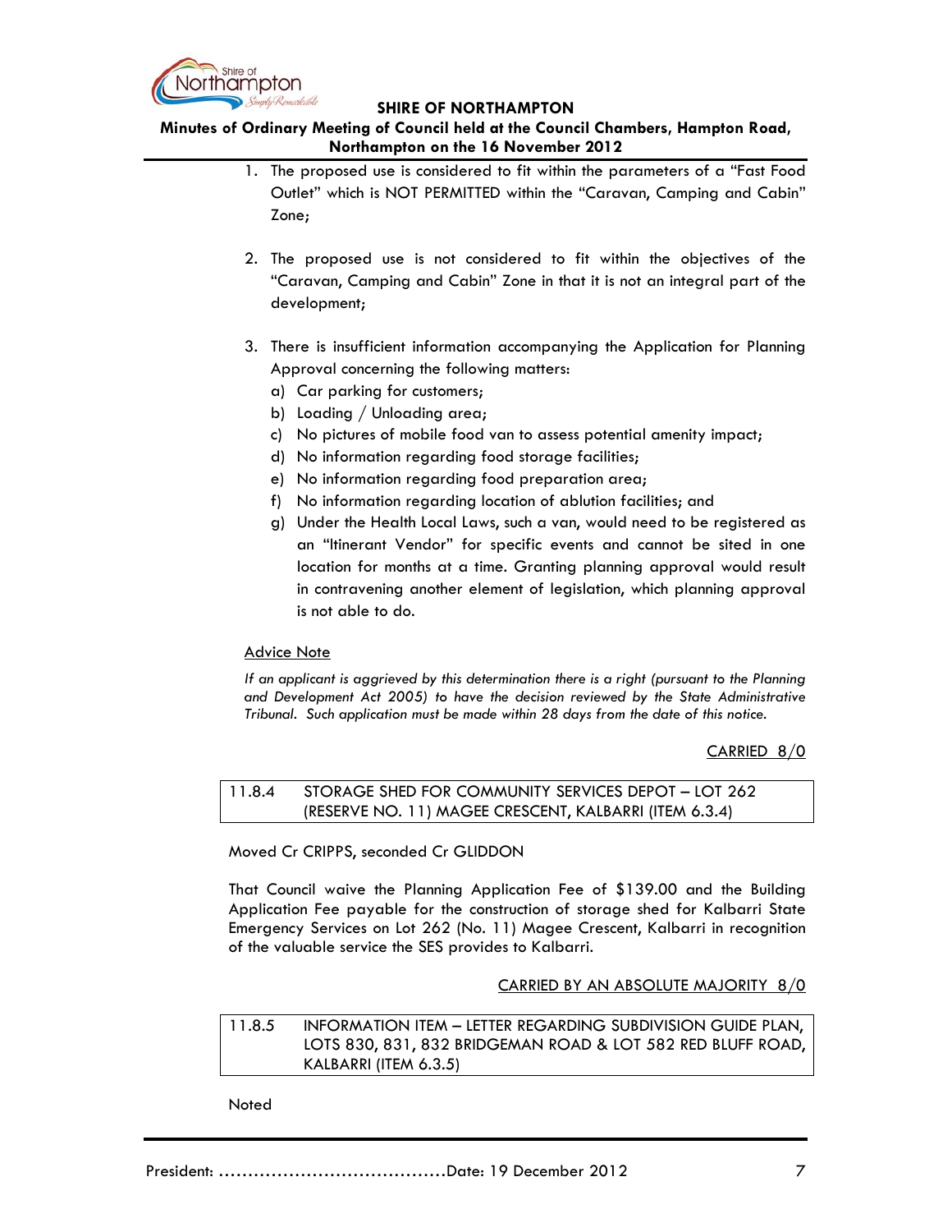1. The proposed use is considered to fit within the parameters of a "Fast Food Outlet" which is NOT PERMITTED within the "Caravan, Camping and Cabin" Zone;

2. The proposed use is not considered to fit within the objectives of the "Caravan, Camping and Cabin" Zone in that it is not an integral part of the development;

3. There is insufficient information accompanying the Application for Planning Approval concerning the following matters:
   a) Car parking for customers;
   b) Loading / Unloading area;
   c) No pictures of mobile food van to assess potential amenity impact;
   d) No information regarding food storage facilities;
   e) No information regarding food preparation area;
   f) No information regarding location of ablution facilities; and
   g) Under the Health Local Laws, such a van, would need to be registered as an "Itinerant Vendor" for specific events and cannot be sited in one location for months at a time. Granting planning approval would result in contravening another element of legislation, which planning approval is not able to do.

<u>Advice Note</u>

*If an applicant is aggrieved by this determination there is a right (pursuant to the Planning and Development Act 2005) to have the decision reviewed by the State Administrative Tribunal. Such application must be made within 28 days from the date of this notice.*

<u>CARRIED 8/0</u>

### 11.8.4 STORAGE SHED FOR COMMUNITY SERVICES DEPOT – LOT 262 (RESERVE NO. 11) MAGEE CRESCENT, KALBARRI (ITEM 6.3.4)

Moved Cr CRIPPS, seconded Cr GLIDDON

That Council waive the Planning Application Fee of $139.00 and the Building Application Fee payable for the construction of storage shed for Kalbarri State Emergency Services on Lot 262 (No. 11) Magee Crescent, Kalbarri in recognition of the valuable service the SES provides to Kalbarri.

<u>CARRIED BY AN ABSOLUTE MAJORITY 8/0</u>

### 11.8.5 INFORMATION ITEM – LETTER REGARDING SUBDIVISION GUIDE PLAN, LOTS 830, 831, 832 BRIDGEMAN ROAD & LOT 582 RED BLUFF ROAD, KALBARRI (ITEM 6.3.5)

Noted

President: ……………………………………Date: 19 December 2012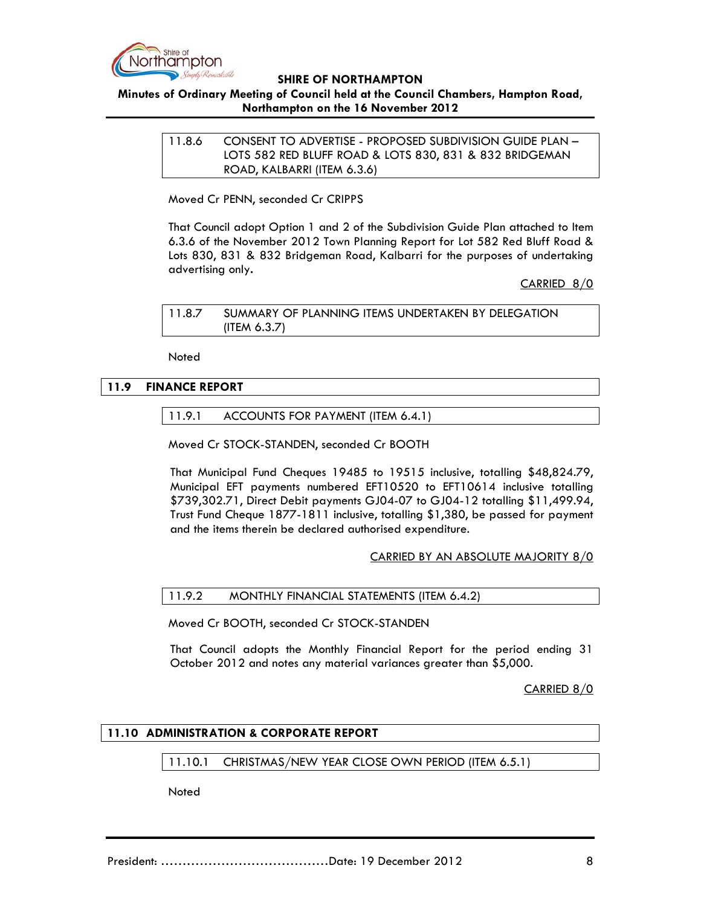### 11.8.6 CONSENT TO ADVERTISE - PROPOSED SUBDIVISION GUIDE PLAN – LOTS 582 RED BLUFF ROAD & LOTS 830, 831 & 832 BRIDGEMAN ROAD, KALBARRI (ITEM 6.3.6)

Moved Cr PENN, seconded Cr CRIPPS

That Council adopt Option 1 and 2 of the Subdivision Guide Plan attached to Item 6.3.6 of the November 2012 Town Planning Report for Lot 582 Red Bluff Road & Lots 830, 831 & 832 Bridgeman Road, Kalbarri for the purposes of undertaking advertising only.

CARRIED 8/0

### 11.8.7 SUMMARY OF PLANNING ITEMS UNDERTAKEN BY DELEGATION (ITEM 6.3.7)

Noted

## 11.9 FINANCE REPORT

### 11.9.1 ACCOUNTS FOR PAYMENT (ITEM 6.4.1)

Moved Cr STOCK-STANDEN, seconded Cr BOOTH

That Municipal Fund Cheques 19485 to 19515 inclusive, totalling $48,824.79, Municipal EFT payments numbered EFT10520 to EFT10614 inclusive totalling $739,302.71, Direct Debit payments GJ04-07 to GJ04-12 totalling $11,499.94, Trust Fund Cheque 1877-1811 inclusive, totalling $1,380, be passed for payment and the items therein be declared authorised expenditure.

CARRIED BY AN ABSOLUTE MAJORITY 8/0

### 11.9.2 MONTHLY FINANCIAL STATEMENTS (ITEM 6.4.2)

Moved Cr BOOTH, seconded Cr STOCK-STANDEN

That Council adopts the Monthly Financial Report for the period ending 31 October 2012 and notes any material variances greater than $5,000.

CARRIED 8/0

## 11.10 ADMINISTRATION & CORPORATE REPORT

### 11.10.1 CHRISTMAS/NEW YEAR CLOSE OWN PERIOD (ITEM 6.5.1)

Noted

President: ……………………………………Date: 19 December 2012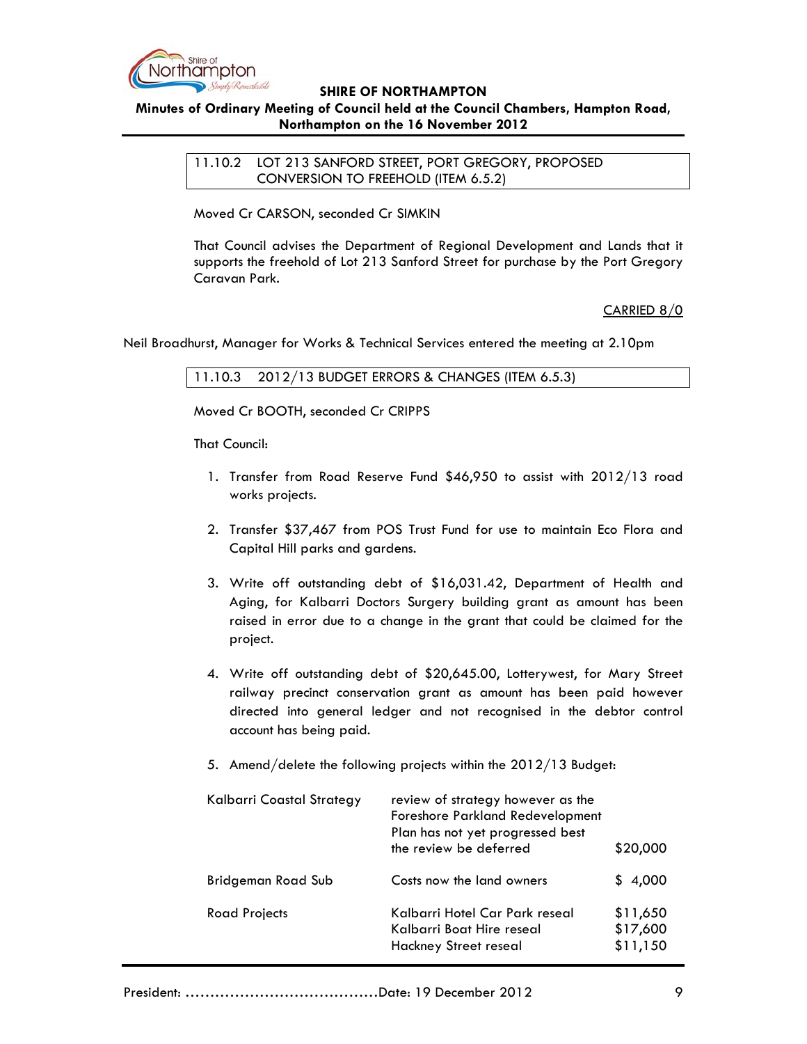| 11.10.2 | LOT 213 SANFORD STREET, PORT GREGORY, PROPOSED CONVERSION TO FREEHOLD (ITEM 6.5.2) |
|---|---|

Moved Cr CARSON, seconded Cr SIMKIN

That Council advises the Department of Regional Development and Lands that it supports the freehold of Lot 213 Sanford Street for purchase by the Port Gregory Caravan Park.

CARRIED 8/0

Neil Broadhurst, Manager for Works & Technical Services entered the meeting at 2.10pm

| 11.10.3 | 2012/13 BUDGET ERRORS & CHANGES (ITEM 6.5.3) |
|---|---|

Moved Cr BOOTH, seconded Cr CRIPPS

That Council:

1. Transfer from Road Reserve Fund $46,950 to assist with 2012/13 road works projects.

2. Transfer $37,467 from POS Trust Fund for use to maintain Eco Flora and Capital Hill parks and gardens.

3. Write off outstanding debt of $16,031.42, Department of Health and Aging, for Kalbarri Doctors Surgery building grant as amount has been raised in error due to a change in the grant that could be claimed for the project.

4. Write off outstanding debt of $20,645.00, Lotterywest, for Mary Street railway precinct conservation grant as amount has been paid however directed into general ledger and not recognised in the debtor control account has being paid.

5. Amend/delete the following projects within the 2012/13 Budget:

| | | |
|---|---|---|
| Kalbarri Coastal Strategy | review of strategy however as the Foreshore Parkland Redevelopment Plan has not yet progressed best the review be deferred | $20,000 |
| Bridgeman Road Sub | Costs now the land owners | $ 4,000 |
| Road Projects | Kalbarri Hotel Car Park reseal | $11,650 |
| | Kalbarri Boat Hire reseal | $17,600 |
| | Hackney Street reseal | $11,150 |

President: ......................................Date: 19 December 2012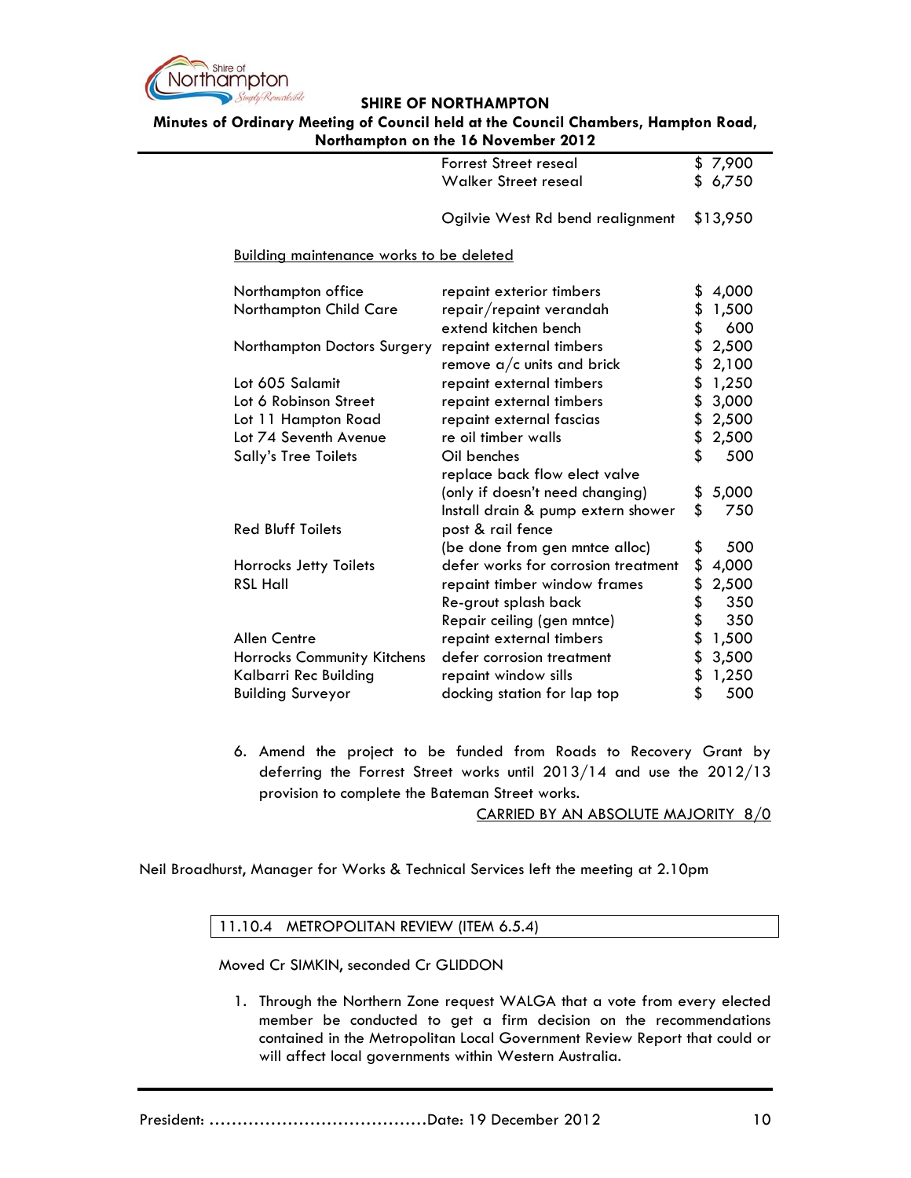| | | |
|---|---|---|
| | Forrest Street reseal | $ 7,900 |
| | Walker Street reseal | $ 6,750 |
| | Ogilvie West Rd bend realignment | $13,950 |

<u>Building maintenance works to be deleted</u>

| | | |
|---|---|---|
| Northampton office | repaint exterior timbers | $ 4,000 |
| Northampton Child Care | repair/repaint verandah | $ 1,500 |
| | extend kitchen bench | $ 600 |
| Northampton Doctors Surgery | repaint external timbers | $ 2,500 |
| | remove a/c units and brick | $ 2,100 |
| Lot 605 Salamit | repaint external timbers | $ 1,250 |
| Lot 6 Robinson Street | repaint external timbers | $ 3,000 |
| Lot 11 Hampton Road | repaint external fascias | $ 2,500 |
| Lot 74 Seventh Avenue | re oil timber walls | $ 2,500 |
| Sally's Tree Toilets | Oil benches | $ 500 |
| | replace back flow elect valve (only if doesn't need changing) | $ 5,000 |
| | Install drain & pump extern shower | $ 750 |
| Red Bluff Toilets | post & rail fence (be done from gen mntce alloc) | $ 500 |
| Horrocks Jetty Toilets | defer works for corrosion treatment | $ 4,000 |
| RSL Hall | repaint timber window frames | $ 2,500 |
| | Re-grout splash back | $ 350 |
| | Repair ceiling (gen mntce) | $ 350 |
| Allen Centre | repaint external timbers | $ 1,500 |
| Horrocks Community Kitchens | defer corrosion treatment | $ 3,500 |
| Kalbarri Rec Building | repaint window sills | $ 1,250 |
| Building Surveyor | docking station for lap top | $ 500 |

6. Amend the project to be funded from Roads to Recovery Grant by deferring the Forrest Street works until 2013/14 and use the 2012/13 provision to complete the Bateman Street works.

<u>CARRIED BY AN ABSOLUTE MAJORITY 8/0</u>

Neil Broadhurst, Manager for Works & Technical Services left the meeting at 2.10pm

### 11.10.4 METROPOLITAN REVIEW (ITEM 6.5.4)

Moved Cr SIMKIN, seconded Cr GLIDDON

1. Through the Northern Zone request WALGA that a vote from every elected member be conducted to get a firm decision on the recommendations contained in the Metropolitan Local Government Review Report that could or will affect local governments within Western Australia.

President: ………………………………….Date: 19 December 2012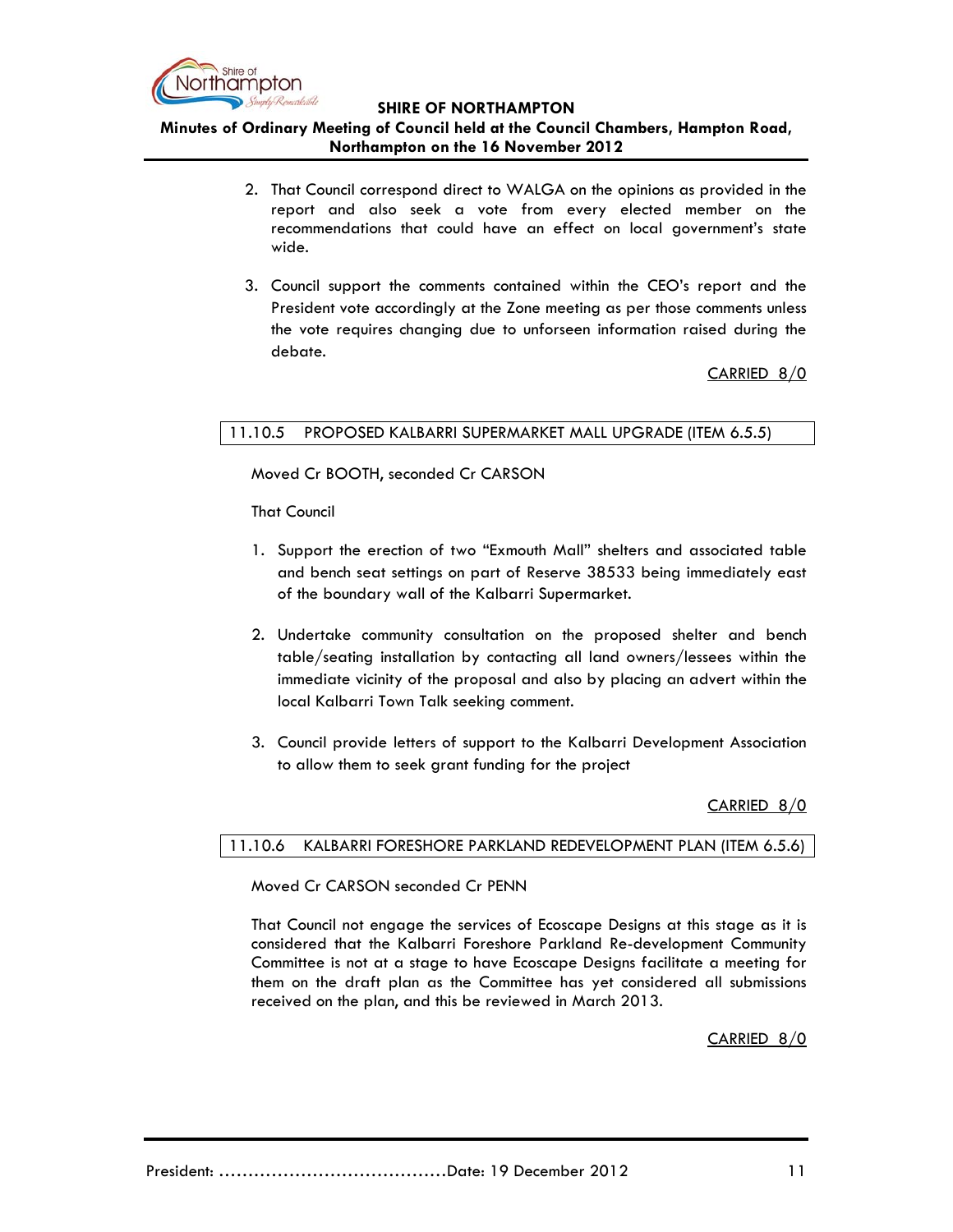2. That Council correspond direct to WALGA on the opinions as provided in the report and also seek a vote from every elected member on the recommendations that could have an effect on local government's state wide.

3. Council support the comments contained within the CEO's report and the President vote accordingly at the Zone meeting as per those comments unless the vote requires changing due to unforseen information raised during the debate.

CARRIED 8/0

### 11.10.5 PROPOSED KALBARRI SUPERMARKET MALL UPGRADE (ITEM 6.5.5)

Moved Cr BOOTH, seconded Cr CARSON

That Council

1. Support the erection of two "Exmouth Mall" shelters and associated table and bench seat settings on part of Reserve 38533 being immediately east of the boundary wall of the Kalbarri Supermarket.

2. Undertake community consultation on the proposed shelter and bench table/seating installation by contacting all land owners/lessees within the immediate vicinity of the proposal and also by placing an advert within the local Kalbarri Town Talk seeking comment.

3. Council provide letters of support to the Kalbarri Development Association to allow them to seek grant funding for the project

CARRIED 8/0

### 11.10.6 KALBARRI FORESHORE PARKLAND REDEVELOPMENT PLAN (ITEM 6.5.6)

Moved Cr CARSON seconded Cr PENN

That Council not engage the services of Ecoscape Designs at this stage as it is considered that the Kalbarri Foreshore Parkland Re-development Community Committee is not at a stage to have Ecoscape Designs facilitate a meeting for them on the draft plan as the Committee has yet considered all submissions received on the plan, and this be reviewed in March 2013.

CARRIED 8/0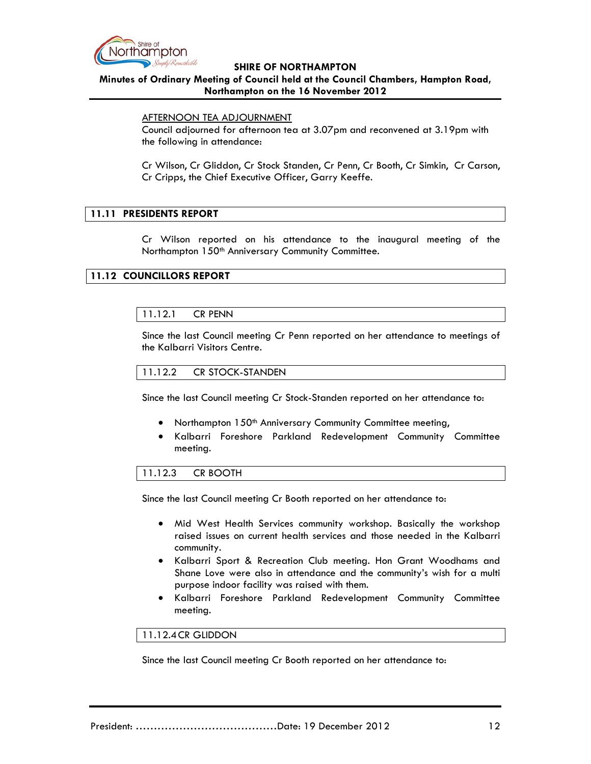AFTERNOON TEA ADJOURNMENT

Council adjourned for afternoon tea at 3.07pm and reconvened at 3.19pm with the following in attendance:

Cr Wilson, Cr Gliddon, Cr Stock Standen, Cr Penn, Cr Booth, Cr Simkin, Cr Carson, Cr Cripps, the Chief Executive Officer, Garry Keeffe.

## 11.11 PRESIDENTS REPORT

Cr Wilson reported on his attendance to the inaugural meeting of the Northampton 150th Anniversary Community Committee.

## 11.12 COUNCILLORS REPORT

### 11.12.1 CR PENN

Since the last Council meeting Cr Penn reported on her attendance to meetings of the Kalbarri Visitors Centre.

### 11.12.2 CR STOCK-STANDEN

Since the last Council meeting Cr Stock-Standen reported on her attendance to:

- Northampton 150th Anniversary Community Committee meeting,
- Kalbarri Foreshore Parkland Redevelopment Community Committee meeting.

### 11.12.3 CR BOOTH

Since the last Council meeting Cr Booth reported on her attendance to:

- Mid West Health Services community workshop. Basically the workshop raised issues on current health services and those needed in the Kalbarri community.
- Kalbarri Sport & Recreation Club meeting. Hon Grant Woodhams and Shane Love were also in attendance and the community's wish for a multi purpose indoor facility was raised with them.
- Kalbarri Foreshore Parkland Redevelopment Community Committee meeting.

### 11.12.4 CR GLIDDON

Since the last Council meeting Cr Booth reported on her attendance to:

President: ……………………………………Date: 19 December 2012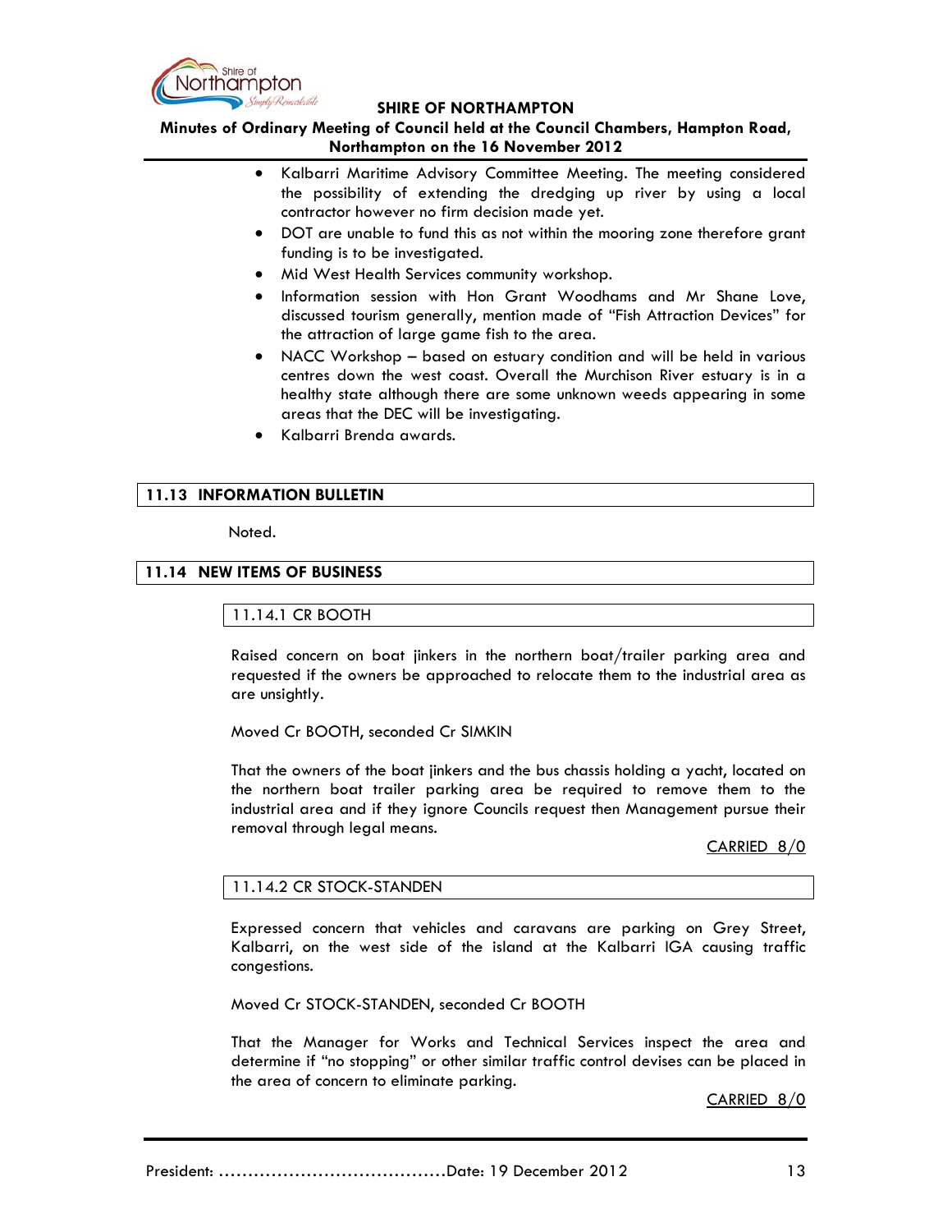- Kalbarri Maritime Advisory Committee Meeting. The meeting considered the possibility of extending the dredging up river by using a local contractor however no firm decision made yet.
- DOT are unable to fund this as not within the mooring zone therefore grant funding is to be investigated.
- Mid West Health Services community workshop.
- Information session with Hon Grant Woodhams and Mr Shane Love, discussed tourism generally, mention made of "Fish Attraction Devices" for the attraction of large game fish to the area.
- NACC Workshop – based on estuary condition and will be held in various centres down the west coast. Overall the Murchison River estuary is in a healthy state although there are some unknown weeds appearing in some areas that the DEC will be investigating.
- Kalbarri Brenda awards.

## 11.13 INFORMATION BULLETIN

Noted.

## 11.14 NEW ITEMS OF BUSINESS

### 11.14.1 CR BOOTH

Raised concern on boat jinkers in the northern boat/trailer parking area and requested if the owners be approached to relocate them to the industrial area as are unsightly.

Moved Cr BOOTH, seconded Cr SIMKIN

That the owners of the boat jinkers and the bus chassis holding a yacht, located on the northern boat trailer parking area be required to remove them to the industrial area and if they ignore Councils request then Management pursue their removal through legal means.

CARRIED 8/0

### 11.14.2 CR STOCK-STANDEN

Expressed concern that vehicles and caravans are parking on Grey Street, Kalbarri, on the west side of the island at the Kalbarri IGA causing traffic congestions.

Moved Cr STOCK-STANDEN, seconded Cr BOOTH

That the Manager for Works and Technical Services inspect the area and determine if "no stopping" or other similar traffic control devises can be placed in the area of concern to eliminate parking.

CARRIED 8/0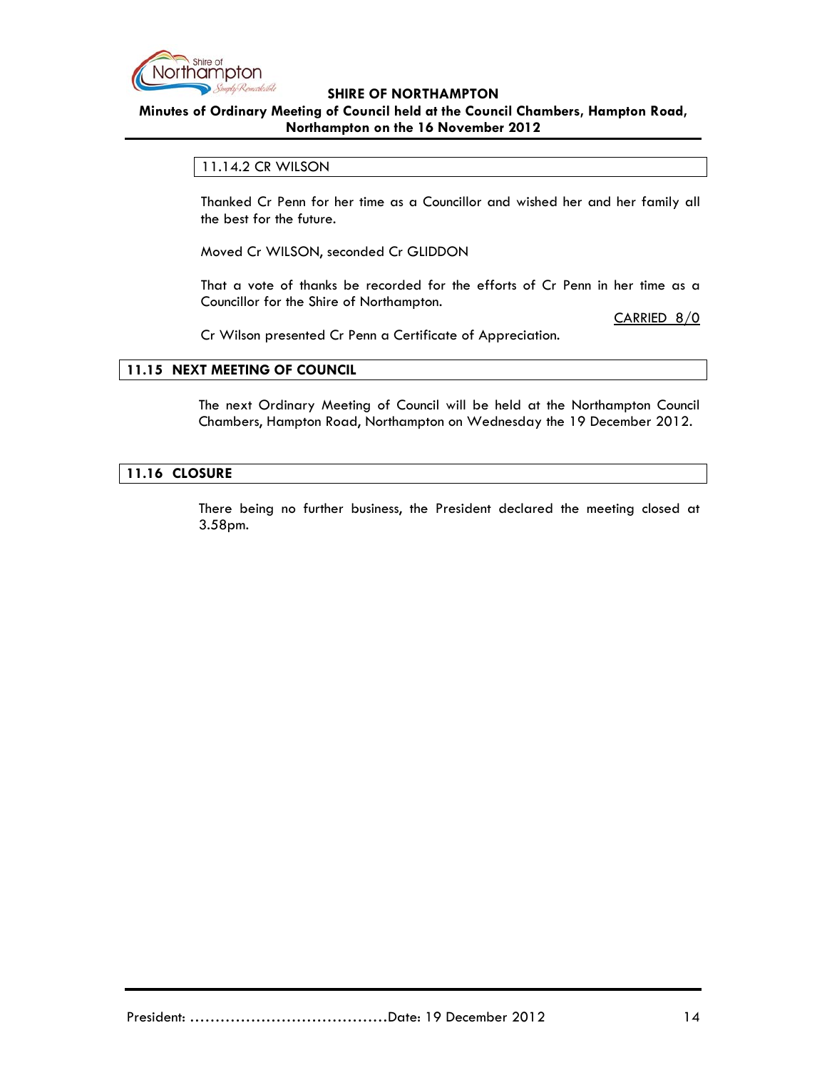### 11.14.2 CR WILSON

Thanked Cr Penn for her time as a Councillor and wished her and her family all the best for the future.

Moved Cr WILSON, seconded Cr GLIDDON

That a vote of thanks be recorded for the efforts of Cr Penn in her time as a Councillor for the Shire of Northampton.

CARRIED 8/0

Cr Wilson presented Cr Penn a Certificate of Appreciation.

## 11.15 NEXT MEETING OF COUNCIL

The next Ordinary Meeting of Council will be held at the Northampton Council Chambers, Hampton Road, Northampton on Wednesday the 19 December 2012.

## 11.16 CLOSURE

There being no further business, the President declared the meeting closed at 3.58pm.

President: ……………………………………Date: 19 December 2012